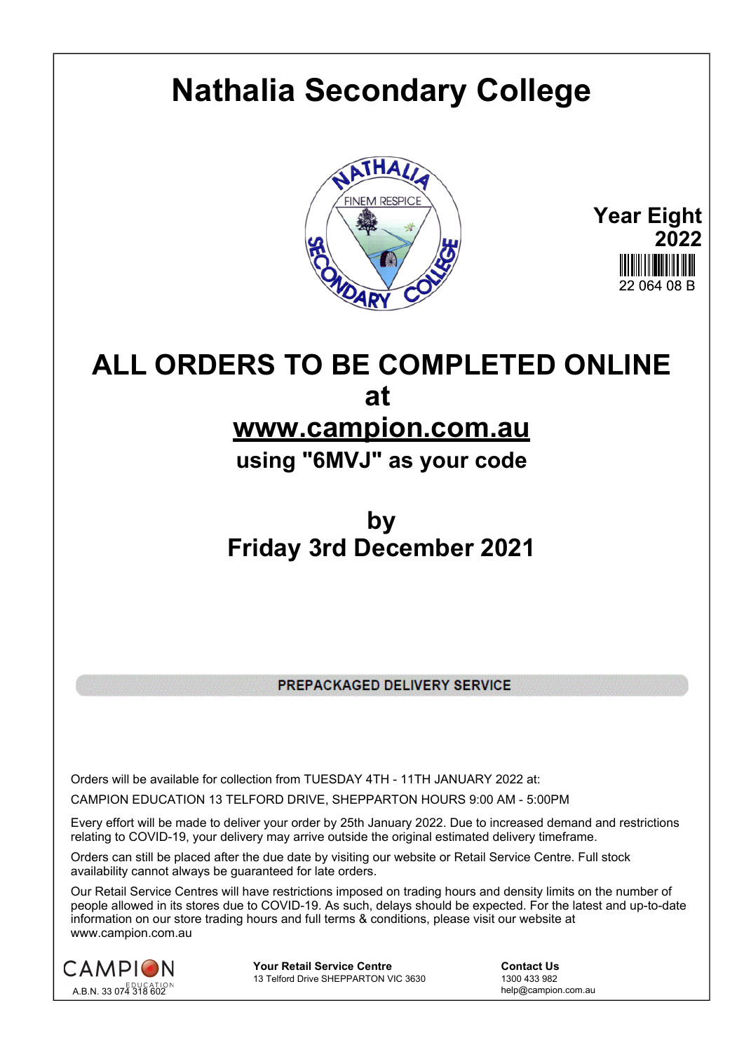# Nathalia Secondary College

**Year Eight**
**2022**
22 064 08 B

## ALL ORDERS TO BE COMPLETED ONLINE at

## www.campion.com.au

### using "6MVJ" as your code

## by
## Friday 3rd December 2021

**PREPACKAGED DELIVERY SERVICE**

Orders will be available for collection from TUESDAY 4TH - 11TH JANUARY 2022 at:

CAMPION EDUCATION 13 TELFORD DRIVE, SHEPPARTON HOURS 9:00 AM - 5:00PM

Every effort will be made to deliver your order by 25th January 2022. Due to increased demand and restrictions relating to COVID-19, your delivery may arrive outside the original estimated delivery timeframe.

Orders can still be placed after the due date by visiting our website or Retail Service Centre. Full stock availability cannot always be guaranteed for late orders.

Our Retail Service Centres will have restrictions imposed on trading hours and density limits on the number of people allowed in its stores due to COVID-19. As such, delays should be expected. For the latest and up-to-date information on our store trading hours and full terms & conditions, please visit our website at www.campion.com.au

CAMPION EDUCATION
A.B.N. 33 074 318 602

**Your Retail Service Centre**
13 Telford Drive SHEPPARTON VIC 3630

**Contact Us**
1300 433 982
help@campion.com.au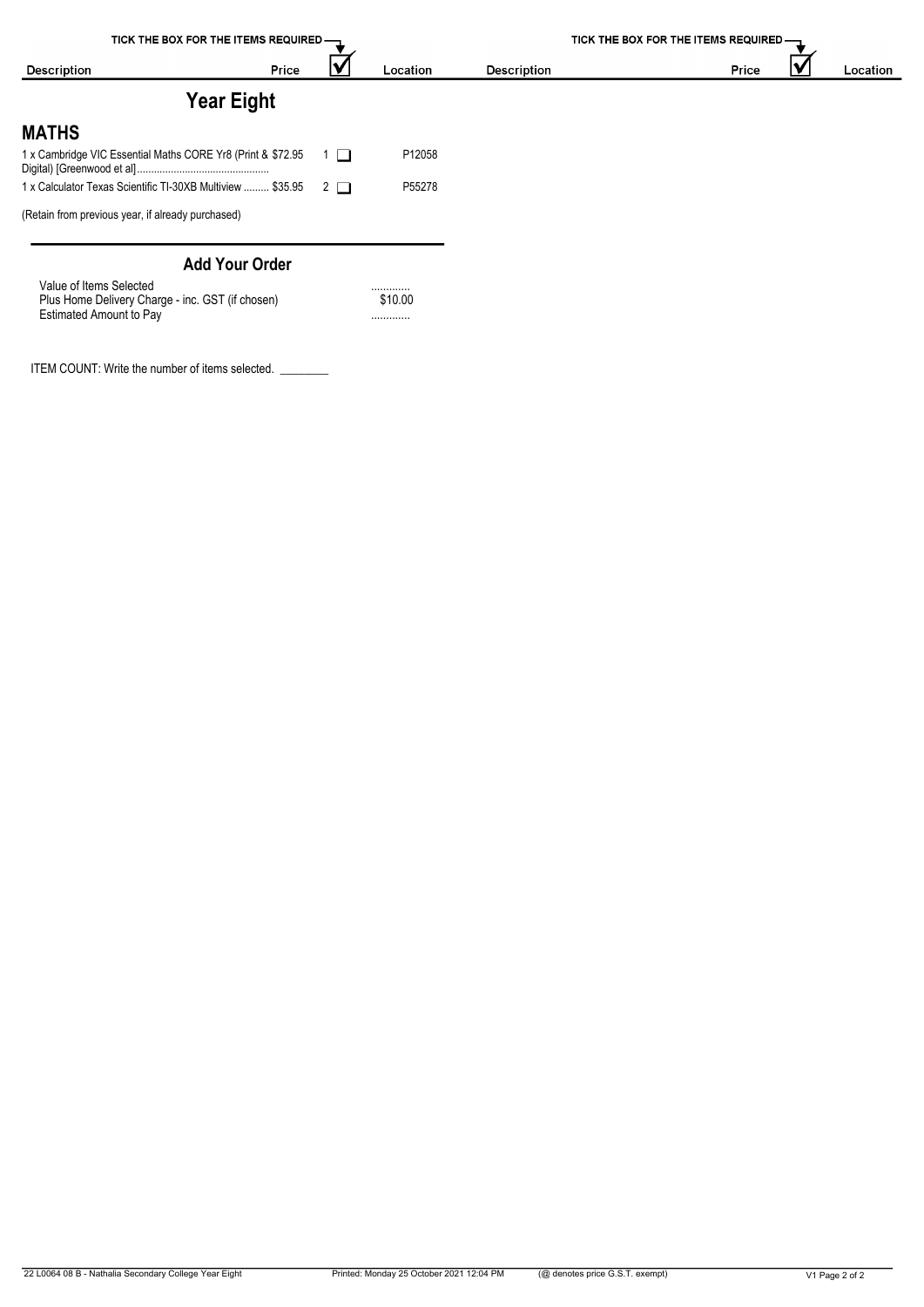TICK THE BOX FOR THE ITEMS REQUIRED

| Description | Price | ☑ | Location |
|---|---|---|---|

## Year Eight

### MATHS

| Description | Price | ☑ | Location |
|---|---|---|---|
| 1 x Cambridge VIC Essential Maths CORE Yr8 (Print & Digital) [Greenwood et al] | $72.95 | 1 ❑ | P12058 |
| 1 x Calculator Texas Scientific TI-30XB Multiview | $35.95 | 2 ❑ | P55278 |

(Retain from previous year, if already purchased)

### Add Your Order

| | |
|---|---|
| Value of Items Selected | ............ |
| Plus Home Delivery Charge - inc. GST (if chosen) | $10.00 |
| Estimated Amount to Pay | ............ |

ITEM COUNT: Write the number of items selected. ________

22 L0064 08 B - Nathalia Secondary College Year Eight    Printed: Monday 25 October 2021 12:04 PM    (@ denotes price G.S.T. exempt)